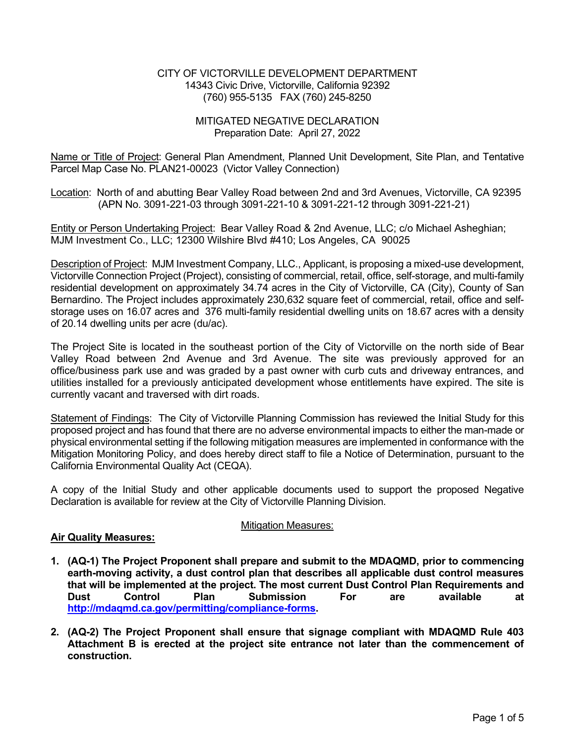CITY OF VICTORVILLE DEVELOPMENT DEPARTMENT
14343 Civic Drive, Victorville, California 92392
(760) 955-5135 FAX (760) 245-8250

MITIGATED NEGATIVE DECLARATION
Preparation Date: April 27, 2022

Name or Title of Project: General Plan Amendment, Planned Unit Development, Site Plan, and Tentative Parcel Map Case No. PLAN21-00023 (Victor Valley Connection)

Location: North of and abutting Bear Valley Road between 2nd and 3rd Avenues, Victorville, CA 92395 (APN No. 3091-221-03 through 3091-221-10 & 3091-221-12 through 3091-221-21)

Entity or Person Undertaking Project: Bear Valley Road & 2nd Avenue, LLC; c/o Michael Asheghian; MJM Investment Co., LLC; 12300 Wilshire Blvd #410; Los Angeles, CA 90025

Description of Project: MJM Investment Company, LLC., Applicant, is proposing a mixed-use development, Victorville Connection Project (Project), consisting of commercial, retail, office, self-storage, and multi-family residential development on approximately 34.74 acres in the City of Victorville, CA (City), County of San Bernardino. The Project includes approximately 230,632 square feet of commercial, retail, office and self-storage uses on 16.07 acres and 376 multi-family residential dwelling units on 18.67 acres with a density of 20.14 dwelling units per acre (du/ac).

The Project Site is located in the southeast portion of the City of Victorville on the north side of Bear Valley Road between 2nd Avenue and 3rd Avenue. The site was previously approved for an office/business park use and was graded by a past owner with curb cuts and driveway entrances, and utilities installed for a previously anticipated development whose entitlements have expired. The site is currently vacant and traversed with dirt roads.

Statement of Findings: The City of Victorville Planning Commission has reviewed the Initial Study for this proposed project and has found that there are no adverse environmental impacts to either the man-made or physical environmental setting if the following mitigation measures are implemented in conformance with the Mitigation Monitoring Policy, and does hereby direct staff to file a Notice of Determination, pursuant to the California Environmental Quality Act (CEQA).

A copy of the Initial Study and other applicable documents used to support the proposed Negative Declaration is available for review at the City of Victorville Planning Division.

Mitigation Measures:

**Air Quality Measures:**

1. **(AQ-1) The Project Proponent shall prepare and submit to the MDAQMD, prior to commencing earth-moving activity, a dust control plan that describes all applicable dust control measures that will be implemented at the project. The most current Dust Control Plan Requirements and Dust Control Plan Submission For are available at http://mdaqmd.ca.gov/permitting/compliance-forms.**

2. **(AQ-2) The Project Proponent shall ensure that signage compliant with MDAQMD Rule 403 Attachment B is erected at the project site entrance not later than the commencement of construction.**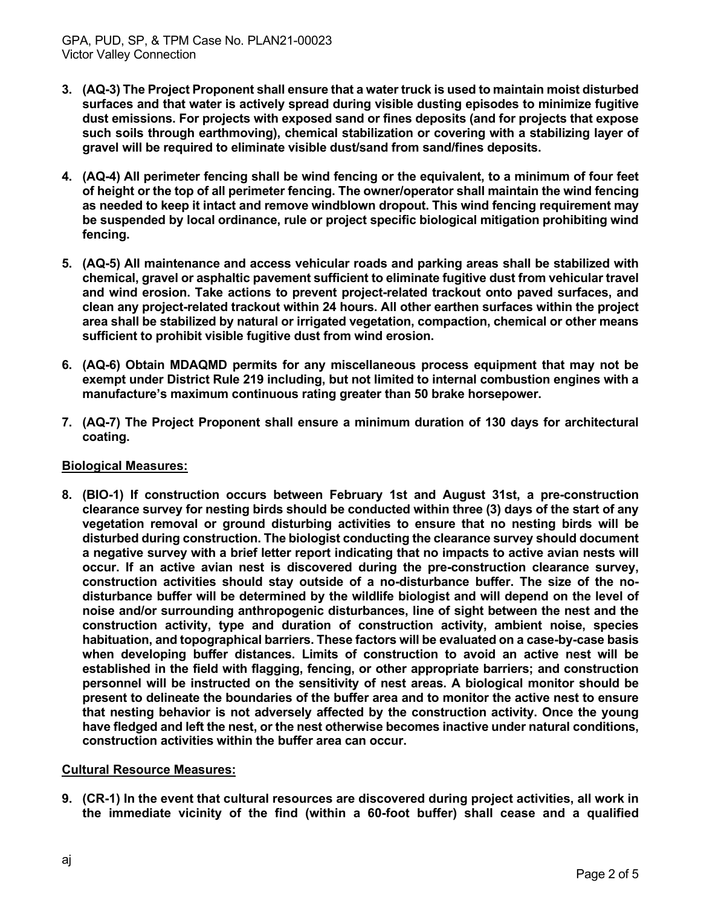3. **(AQ-3) The Project Proponent shall ensure that a water truck is used to maintain moist disturbed surfaces and that water is actively spread during visible dusting episodes to minimize fugitive dust emissions. For projects with exposed sand or fines deposits (and for projects that expose such soils through earthmoving), chemical stabilization or covering with a stabilizing layer of gravel will be required to eliminate visible dust/sand from sand/fines deposits.**

4. **(AQ-4) All perimeter fencing shall be wind fencing or the equivalent, to a minimum of four feet of height or the top of all perimeter fencing. The owner/operator shall maintain the wind fencing as needed to keep it intact and remove windblown dropout. This wind fencing requirement may be suspended by local ordinance, rule or project specific biological mitigation prohibiting wind fencing.**

5. **(AQ-5) All maintenance and access vehicular roads and parking areas shall be stabilized with chemical, gravel or asphaltic pavement sufficient to eliminate fugitive dust from vehicular travel and wind erosion. Take actions to prevent project-related trackout onto paved surfaces, and clean any project-related trackout within 24 hours. All other earthen surfaces within the project area shall be stabilized by natural or irrigated vegetation, compaction, chemical or other means sufficient to prohibit visible fugitive dust from wind erosion.**

6. **(AQ-6) Obtain MDAQMD permits for any miscellaneous process equipment that may not be exempt under District Rule 219 including, but not limited to internal combustion engines with a manufacture's maximum continuous rating greater than 50 brake horsepower.**

7. **(AQ-7) The Project Proponent shall ensure a minimum duration of 130 days for architectural coating.**

**Biological Measures:**

8. **(BIO-1) If construction occurs between February 1st and August 31st, a pre-construction clearance survey for nesting birds should be conducted within three (3) days of the start of any vegetation removal or ground disturbing activities to ensure that no nesting birds will be disturbed during construction. The biologist conducting the clearance survey should document a negative survey with a brief letter report indicating that no impacts to active avian nests will occur. If an active avian nest is discovered during the pre-construction clearance survey, construction activities should stay outside of a no-disturbance buffer. The size of the no-disturbance buffer will be determined by the wildlife biologist and will depend on the level of noise and/or surrounding anthropogenic disturbances, line of sight between the nest and the construction activity, type and duration of construction activity, ambient noise, species habituation, and topographical barriers. These factors will be evaluated on a case-by-case basis when developing buffer distances. Limits of construction to avoid an active nest will be established in the field with flagging, fencing, or other appropriate barriers; and construction personnel will be instructed on the sensitivity of nest areas. A biological monitor should be present to delineate the boundaries of the buffer area and to monitor the active nest to ensure that nesting behavior is not adversely affected by the construction activity. Once the young have fledged and left the nest, or the nest otherwise becomes inactive under natural conditions, construction activities within the buffer area can occur.**

**Cultural Resource Measures:**

9. **(CR-1) In the event that cultural resources are discovered during project activities, all work in the immediate vicinity of the find (within a 60-foot buffer) shall cease and a qualified**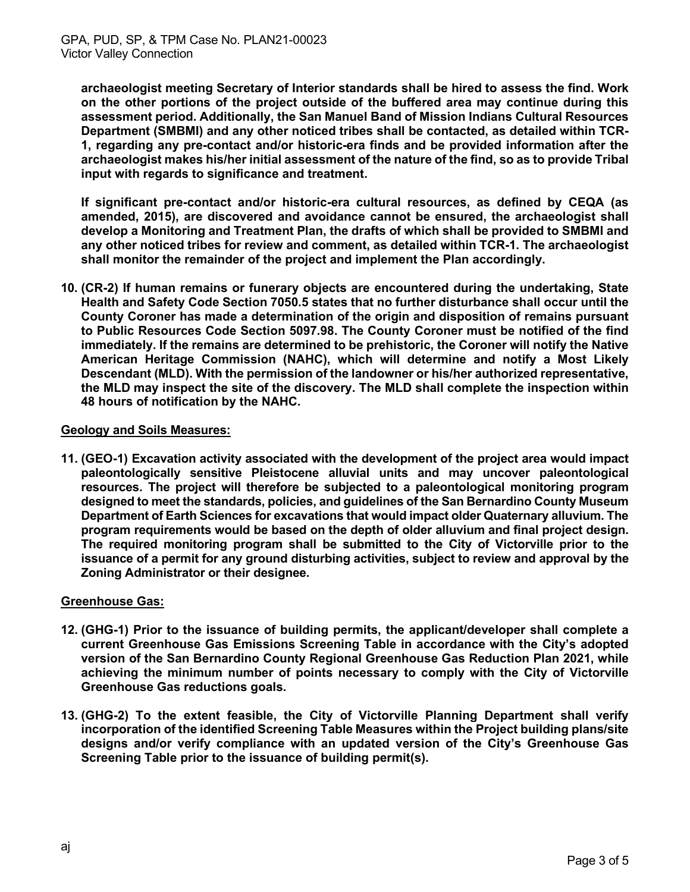**archaeologist meeting Secretary of Interior standards shall be hired to assess the find. Work on the other portions of the project outside of the buffered area may continue during this assessment period. Additionally, the San Manuel Band of Mission Indians Cultural Resources Department (SMBMI) and any other noticed tribes shall be contacted, as detailed within TCR-1, regarding any pre-contact and/or historic-era finds and be provided information after the archaeologist makes his/her initial assessment of the nature of the find, so as to provide Tribal input with regards to significance and treatment.**

**If significant pre-contact and/or historic-era cultural resources, as defined by CEQA (as amended, 2015), are discovered and avoidance cannot be ensured, the archaeologist shall develop a Monitoring and Treatment Plan, the drafts of which shall be provided to SMBMI and any other noticed tribes for review and comment, as detailed within TCR-1. The archaeologist shall monitor the remainder of the project and implement the Plan accordingly.**

10. **(CR-2) If human remains or funerary objects are encountered during the undertaking, State Health and Safety Code Section 7050.5 states that no further disturbance shall occur until the County Coroner has made a determination of the origin and disposition of remains pursuant to Public Resources Code Section 5097.98. The County Coroner must be notified of the find immediately. If the remains are determined to be prehistoric, the Coroner will notify the Native American Heritage Commission (NAHC), which will determine and notify a Most Likely Descendant (MLD). With the permission of the landowner or his/her authorized representative, the MLD may inspect the site of the discovery. The MLD shall complete the inspection within 48 hours of notification by the NAHC.**

**<u>Geology and Soils Measures:</u>**

11. **(GEO-1) Excavation activity associated with the development of the project area would impact paleontologically sensitive Pleistocene alluvial units and may uncover paleontological resources. The project will therefore be subjected to a paleontological monitoring program designed to meet the standards, policies, and guidelines of the San Bernardino County Museum Department of Earth Sciences for excavations that would impact older Quaternary alluvium. The program requirements would be based on the depth of older alluvium and final project design. The required monitoring program shall be submitted to the City of Victorville prior to the issuance of a permit for any ground disturbing activities, subject to review and approval by the Zoning Administrator or their designee.**

**<u>Greenhouse Gas:</u>**

12. **(GHG-1) Prior to the issuance of building permits, the applicant/developer shall complete a current Greenhouse Gas Emissions Screening Table in accordance with the City's adopted version of the San Bernardino County Regional Greenhouse Gas Reduction Plan 2021, while achieving the minimum number of points necessary to comply with the City of Victorville Greenhouse Gas reductions goals.**

13. **(GHG-2) To the extent feasible, the City of Victorville Planning Department shall verify incorporation of the identified Screening Table Measures within the Project building plans/site designs and/or verify compliance with an updated version of the City's Greenhouse Gas Screening Table prior to the issuance of building permit(s).**

aj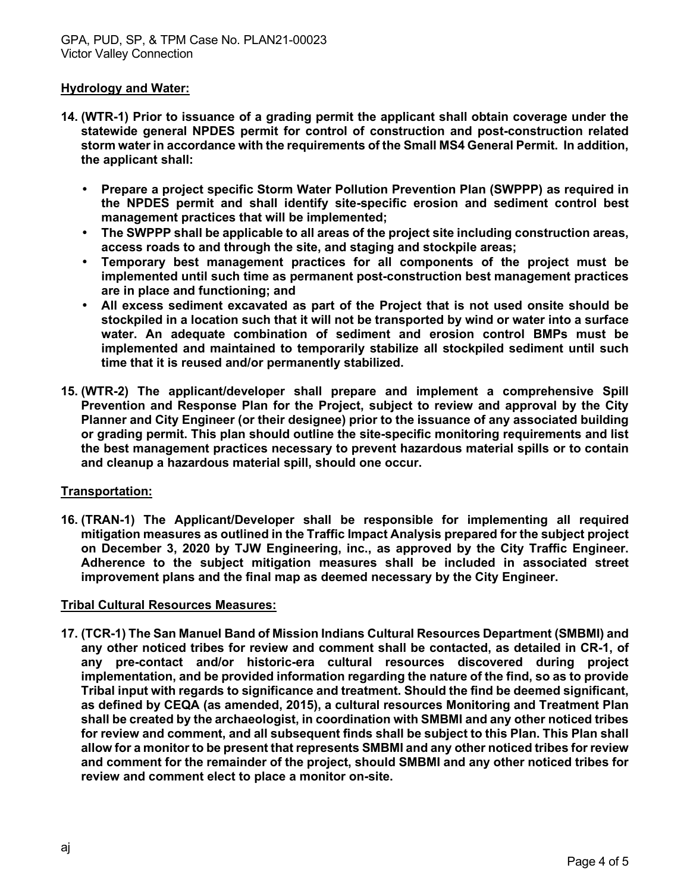## Hydrology and Water:

**14. (WTR-1) Prior to issuance of a grading permit the applicant shall obtain coverage under the statewide general NPDES permit for control of construction and post-construction related storm water in accordance with the requirements of the Small MS4 General Permit. In addition, the applicant shall:**

- **Prepare a project specific Storm Water Pollution Prevention Plan (SWPPP) as required in the NPDES permit and shall identify site-specific erosion and sediment control best management practices that will be implemented;**
- **The SWPPP shall be applicable to all areas of the project site including construction areas, access roads to and through the site, and staging and stockpile areas;**
- **Temporary best management practices for all components of the project must be implemented until such time as permanent post-construction best management practices are in place and functioning; and**
- **All excess sediment excavated as part of the Project that is not used onsite should be stockpiled in a location such that it will not be transported by wind or water into a surface water. An adequate combination of sediment and erosion control BMPs must be implemented and maintained to temporarily stabilize all stockpiled sediment until such time that it is reused and/or permanently stabilized.**

**15. (WTR-2) The applicant/developer shall prepare and implement a comprehensive Spill Prevention and Response Plan for the Project, subject to review and approval by the City Planner and City Engineer (or their designee) prior to the issuance of any associated building or grading permit. This plan should outline the site-specific monitoring requirements and list the best management practices necessary to prevent hazardous material spills or to contain and cleanup a hazardous material spill, should one occur.**

## Transportation:

**16. (TRAN-1) The Applicant/Developer shall be responsible for implementing all required mitigation measures as outlined in the Traffic Impact Analysis prepared for the subject project on December 3, 2020 by TJW Engineering, inc., as approved by the City Traffic Engineer. Adherence to the subject mitigation measures shall be included in associated street improvement plans and the final map as deemed necessary by the City Engineer.**

## Tribal Cultural Resources Measures:

**17. (TCR-1) The San Manuel Band of Mission Indians Cultural Resources Department (SMBMI) and any other noticed tribes for review and comment shall be contacted, as detailed in CR-1, of any pre-contact and/or historic-era cultural resources discovered during project implementation, and be provided information regarding the nature of the find, so as to provide Tribal input with regards to significance and treatment. Should the find be deemed significant, as defined by CEQA (as amended, 2015), a cultural resources Monitoring and Treatment Plan shall be created by the archaeologist, in coordination with SMBMI and any other noticed tribes for review and comment, and all subsequent finds shall be subject to this Plan. This Plan shall allow for a monitor to be present that represents SMBMI and any other noticed tribes for review and comment for the remainder of the project, should SMBMI and any other noticed tribes for review and comment elect to place a monitor on-site.**

aj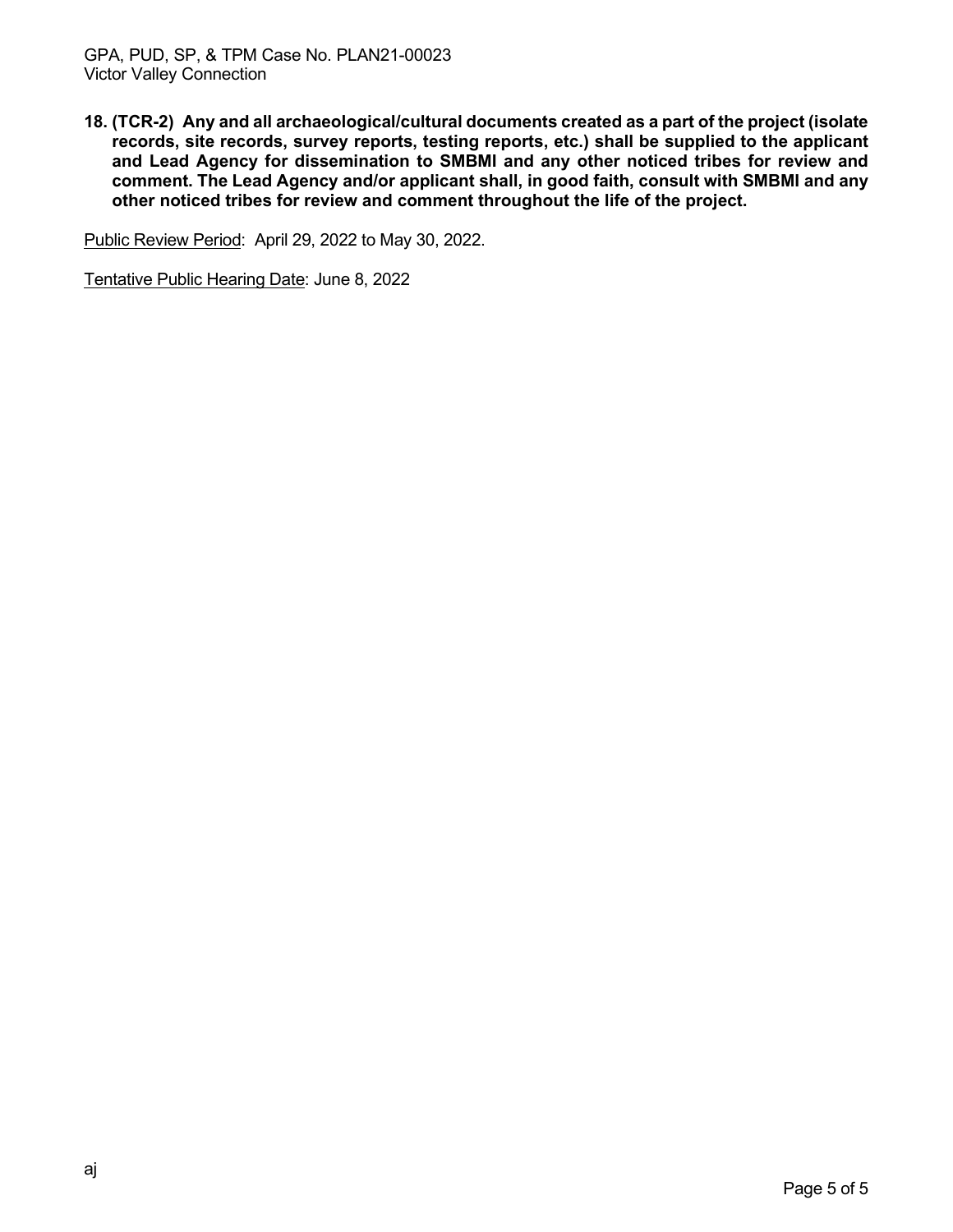**18. (TCR-2) Any and all archaeological/cultural documents created as a part of the project (isolate records, site records, survey reports, testing reports, etc.) shall be supplied to the applicant and Lead Agency for dissemination to SMBMI and any other noticed tribes for review and comment. The Lead Agency and/or applicant shall, in good faith, consult with SMBMI and any other noticed tribes for review and comment throughout the life of the project.**

Public Review Period: April 29, 2022 to May 30, 2022.

Tentative Public Hearing Date: June 8, 2022

aj